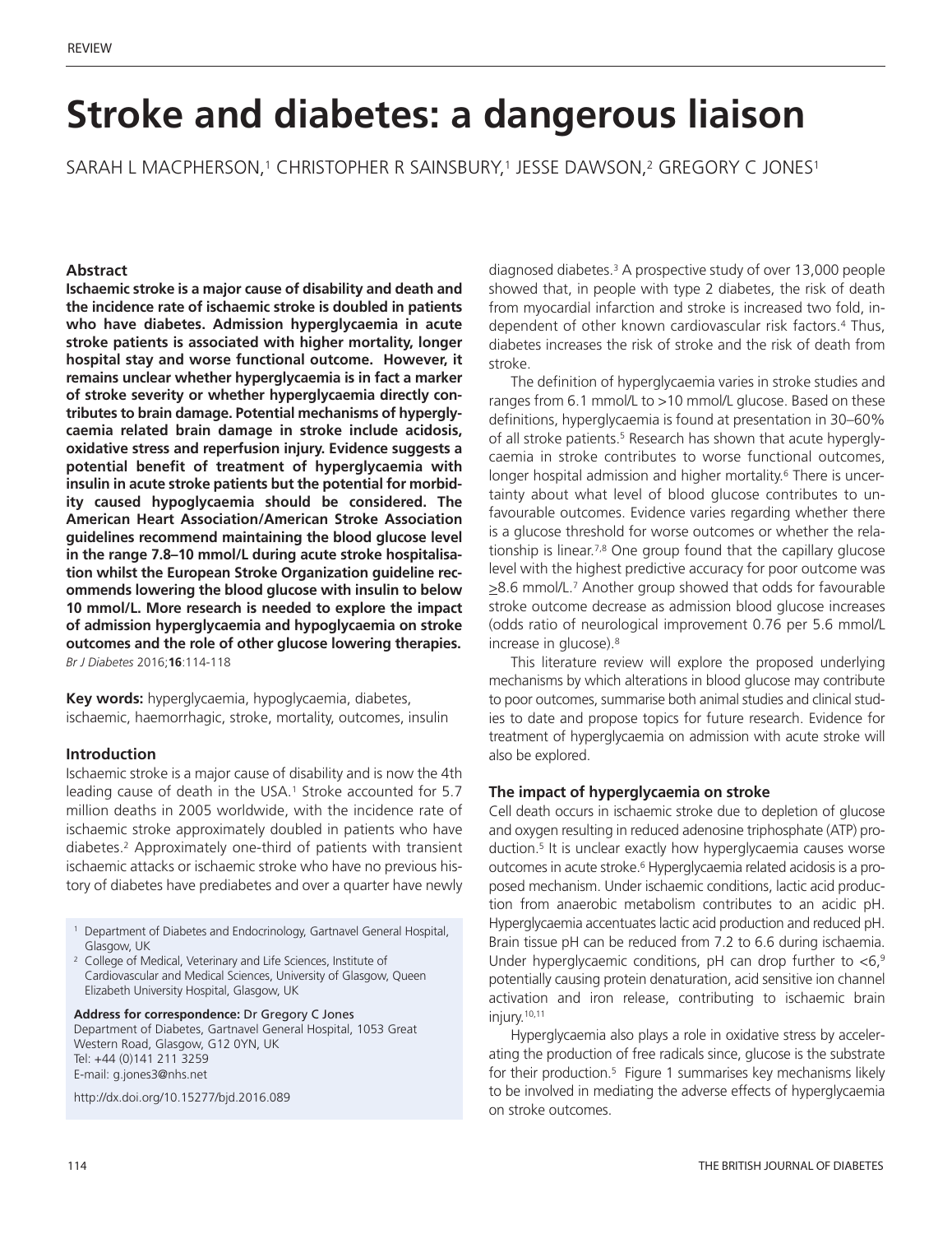# Stroke and diabetes: a dangerous liaison

SARAH L MACPHERSON,[1] CHRISTOPHER R SAINSBURY,[1] JESSE DAWSON,[2] GREGORY C JONES[1]

### Abstract

**Ischaemic stroke is a major cause of disability and death and the incidence rate of ischaemic stroke is doubled in patients who have diabetes. Admission hyperglycaemia in acute stroke patients is associated with higher mortality, longer hospital stay and worse functional outcome. However, it remains unclear whether hyperglycaemia is in fact a marker of stroke severity or whether hyperglycaemia directly contributes to brain damage. Potential mechanisms of hyperglycaemia related brain damage in stroke include acidosis, oxidative stress and reperfusion injury. Evidence suggests a potential benefit of treatment of hyperglycaemia with insulin in acute stroke patients but the potential for morbidity caused hypoglycaemia should be considered. The American Heart Association/American Stroke Association guidelines recommend maintaining the blood glucose level in the range 7.8–10 mmol/L during acute stroke hospitalisation whilst the European Stroke Organization guideline recommends lowering the blood glucose with insulin to below 10 mmol/L. More research is needed to explore the impact of admission hyperglycaemia and hypoglycaemia on stroke outcomes and the role of other glucose lowering therapies.**

*Br J Diabetes* 2016;**16**:114-118

**Key words:** hyperglycaemia, hypoglycaemia, diabetes, ischaemic, haemorrhagic, stroke, mortality, outcomes, insulin

### Introduction

Ischaemic stroke is a major cause of disability and is now the 4th leading cause of death in the USA.[1] Stroke accounted for 5.7 million deaths in 2005 worldwide, with the incidence rate of ischaemic stroke approximately doubled in patients who have diabetes.[2] Approximately one-third of patients with transient ischaemic attacks or ischaemic stroke who have no previous history of diabetes have prediabetes and over a quarter have newly diagnosed diabetes.[3] A prospective study of over 13,000 people showed that, in people with type 2 diabetes, the risk of death from myocardial infarction and stroke is increased two fold, independent of other known cardiovascular risk factors.[4] Thus, diabetes increases the risk of stroke and the risk of death from stroke.

The definition of hyperglycaemia varies in stroke studies and ranges from 6.1 mmol/L to >10 mmol/L glucose. Based on these definitions, hyperglycaemia is found at presentation in 30–60% of all stroke patients.[5] Research has shown that acute hyperglycaemia in stroke contributes to worse functional outcomes, longer hospital admission and higher mortality.[6] There is uncertainty about what level of blood glucose contributes to unfavourable outcomes. Evidence varies regarding whether there is a glucose threshold for worse outcomes or whether the relationship is linear.[7,8] One group found that the capillary glucose level with the highest predictive accuracy for poor outcome was ≥8.6 mmol/L.[7] Another group showed that odds for favourable stroke outcome decrease as admission blood glucose increases (odds ratio of neurological improvement 0.76 per 5.6 mmol/L increase in glucose).[8]

This literature review will explore the proposed underlying mechanisms by which alterations in blood glucose may contribute to poor outcomes, summarise both animal studies and clinical studies to date and propose topics for future research. Evidence for treatment of hyperglycaemia on admission with acute stroke will also be explored.

### The impact of hyperglycaemia on stroke

Cell death occurs in ischaemic stroke due to depletion of glucose and oxygen resulting in reduced adenosine triphosphate (ATP) production.[5] It is unclear exactly how hyperglycaemia causes worse outcomes in acute stroke.[6] Hyperglycaemia related acidosis is a proposed mechanism. Under ischaemic conditions, lactic acid production from anaerobic metabolism contributes to an acidic pH. Hyperglycaemia accentuates lactic acid production and reduced pH. Brain tissue pH can be reduced from 7.2 to 6.6 during ischaemia. Under hyperglycaemic conditions, pH can drop further to <6,[9] potentially causing protein denaturation, acid sensitive ion channel activation and iron release, contributing to ischaemic brain injury.[10,11]

Hyperglycaemia also plays a role in oxidative stress by accelerating the production of free radicals since, glucose is the substrate for their production.[5] Figure 1 summarises key mechanisms likely to be involved in mediating the adverse effects of hyperglycaemia on stroke outcomes.

---

[1] Department of Diabetes and Endocrinology, Gartnavel General Hospital, Glasgow, UK

[2] College of Medical, Veterinary and Life Sciences, Institute of Cardiovascular and Medical Sciences, University of Glasgow, Queen Elizabeth University Hospital, Glasgow, UK

**Address for correspondence:** Dr Gregory C Jones
Department of Diabetes, Gartnavel General Hospital, 1053 Great Western Road, Glasgow, G12 0YN, UK
Tel: +44 (0)141 211 3259
E-mail: g.jones3@nhs.net

http://dx.doi.org/10.15277/bjd.2016.089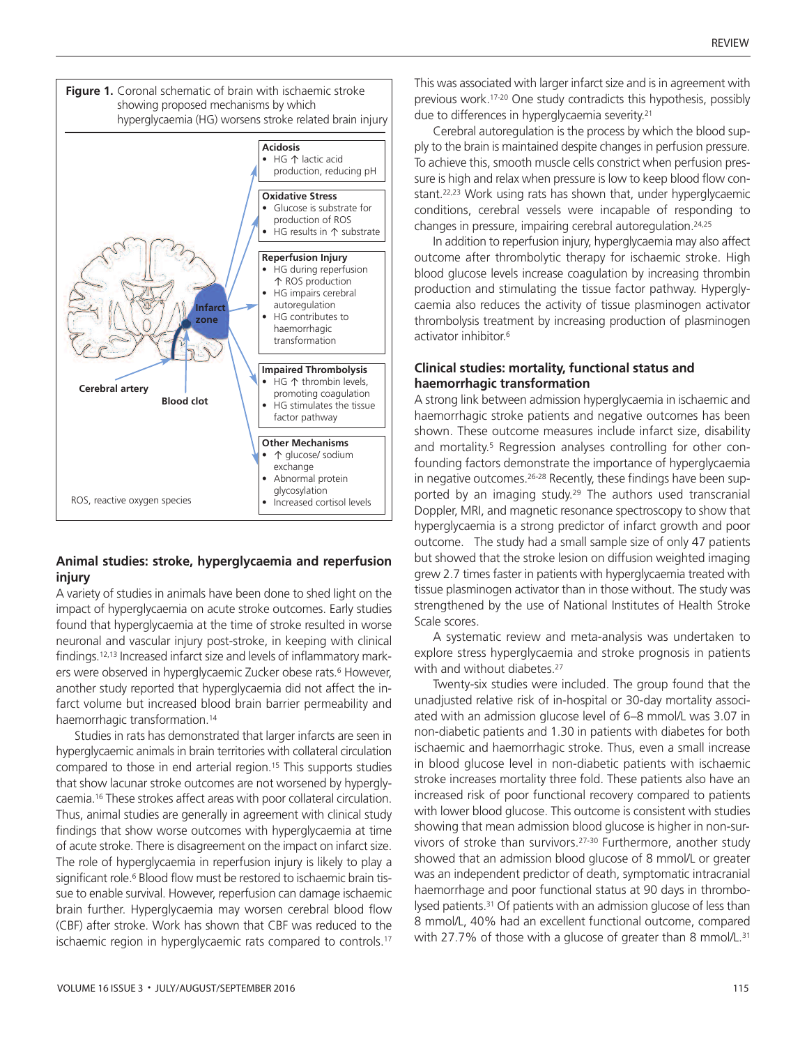**Figure 1.** Coronal schematic of brain with ischaemic stroke showing proposed mechanisms by which hyperglycaemia (HG) worsens stroke related brain injury

**Acidosis**
- HG ↑ lactic acid production, reducing pH

**Oxidative Stress**
- Glucose is substrate for production of ROS
- HG results in ↑ substrate

**Reperfusion Injury**
- HG during reperfusion ↑ ROS production
- HG impairs cerebral autoregulation
- HG contributes to haemorrhagic transformation

**Impaired Thrombolysis**
- HG ↑ thrombin levels, promoting coagulation
- HG stimulates the tissue factor pathway

**Other Mechanisms**
- ↑ glucose/ sodium exchange
- Abnormal protein glycosylation
- Increased cortisol levels

Infarct zone; Cerebral artery; Blood clot

ROS, reactive oxygen species

## Animal studies: stroke, hyperglycaemia and reperfusion injury

A variety of studies in animals have been done to shed light on the impact of hyperglycaemia on acute stroke outcomes. Early studies found that hyperglycaemia at the time of stroke resulted in worse neuronal and vascular injury post-stroke, in keeping with clinical findings.[12,13] Increased infarct size and levels of inflammatory markers were observed in hyperglycaemic Zucker obese rats.[6] However, another study reported that hyperglycaemia did not affect the infarct volume but increased blood brain barrier permeability and haemorrhagic transformation.[14]

Studies in rats has demonstrated that larger infarcts are seen in hyperglycaemic animals in brain territories with collateral circulation compared to those in end arterial region.[15] This supports studies that show lacunar stroke outcomes are not worsened by hyperglycaemia.[16] These strokes affect areas with poor collateral circulation. Thus, animal studies are generally in agreement with clinical study findings that show worse outcomes with hyperglycaemia at time of acute stroke. There is disagreement on the impact on infarct size. The role of hyperglycaemia in reperfusion injury is likely to play a significant role.[6] Blood flow must be restored to ischaemic brain tissue to enable survival. However, reperfusion can damage ischaemic brain further. Hyperglycaemia may worsen cerebral blood flow (CBF) after stroke. Work has shown that CBF was reduced to the ischaemic region in hyperglycaemic rats compared to controls.[17] This was associated with larger infarct size and is in agreement with previous work.[17-20] One study contradicts this hypothesis, possibly due to differences in hyperglycaemia severity.[21]

Cerebral autoregulation is the process by which the blood supply to the brain is maintained despite changes in perfusion pressure. To achieve this, smooth muscle cells constrict when perfusion pressure is high and relax when pressure is low to keep blood flow constant.[22,23] Work using rats has shown that, under hyperglycaemic conditions, cerebral vessels were incapable of responding to changes in pressure, impairing cerebral autoregulation.[24,25]

In addition to reperfusion injury, hyperglycaemia may also affect outcome after thrombolytic therapy for ischaemic stroke. High blood glucose levels increase coagulation by increasing thrombin production and stimulating the tissue factor pathway. Hyperglycaemia also reduces the activity of tissue plasminogen activator thrombolysis treatment by increasing production of plasminogen activator inhibitor.[6]

## Clinical studies: mortality, functional status and haemorrhagic transformation

A strong link between admission hyperglycaemia in ischaemic and haemorrhagic stroke patients and negative outcomes has been shown. These outcome measures include infarct size, disability and mortality.[5] Regression analyses controlling for other confounding factors demonstrate the importance of hyperglycaemia in negative outcomes.[26-28] Recently, these findings have been supported by an imaging study.[29] The authors used transcranial Doppler, MRI, and magnetic resonance spectroscopy to show that hyperglycaemia is a strong predictor of infarct growth and poor outcome. The study had a small sample size of only 47 patients but showed that the stroke lesion on diffusion weighted imaging grew 2.7 times faster in patients with hyperglycaemia treated with tissue plasminogen activator than in those without. The study was strengthened by the use of National Institutes of Health Stroke Scale scores.

A systematic review and meta-analysis was undertaken to explore stress hyperglycaemia and stroke prognosis in patients with and without diabetes.[27]

Twenty-six studies were included. The group found that the unadjusted relative risk of in-hospital or 30-day mortality associated with an admission glucose level of 6–8 mmol/L was 3.07 in non-diabetic patients and 1.30 in patients with diabetes for both ischaemic and haemorrhagic stroke. Thus, even a small increase in blood glucose level in non-diabetic patients with ischaemic stroke increases mortality three fold. These patients also have an increased risk of poor functional recovery compared to patients with lower blood glucose. This outcome is consistent with studies showing that mean admission blood glucose is higher in non-survivors of stroke than survivors.[27-30] Furthermore, another study showed that an admission blood glucose of 8 mmol/L or greater was an independent predictor of death, symptomatic intracranial haemorrhage and poor functional status at 90 days in thrombolysed patients.[31] Of patients with an admission glucose of less than 8 mmol/L, 40% had an excellent functional outcome, compared with 27.7% of those with a glucose of greater than 8 mmol/L.[31]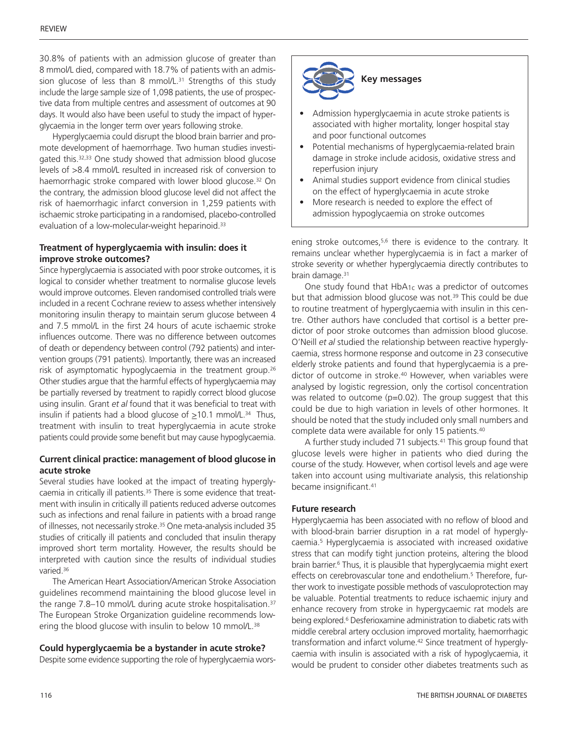30.8% of patients with an admission glucose of greater than 8 mmol/L died, compared with 18.7% of patients with an admission glucose of less than 8 mmol/L.[31] Strengths of this study include the large sample size of 1,098 patients, the use of prospective data from multiple centres and assessment of outcomes at 90 days. It would also have been useful to study the impact of hyperglycaemia in the longer term over years following stroke.

Hyperglycaemia could disrupt the blood brain barrier and promote development of haemorrhage. Two human studies investigated this.[32,33] One study showed that admission blood glucose levels of >8.4 mmol/L resulted in increased risk of conversion to haemorrhagic stroke compared with lower blood glucose.[32] On the contrary, the admission blood glucose level did not affect the risk of haemorrhagic infarct conversion in 1,259 patients with ischaemic stroke participating in a randomised, placebo-controlled evaluation of a low-molecular-weight heparinoid.[33]

### Treatment of hyperglycaemia with insulin: does it improve stroke outcomes?

Since hyperglycaemia is associated with poor stroke outcomes, it is logical to consider whether treatment to normalise glucose levels would improve outcomes. Eleven randomised controlled trials were included in a recent Cochrane review to assess whether intensively monitoring insulin therapy to maintain serum glucose between 4 and 7.5 mmol/L in the first 24 hours of acute ischaemic stroke influences outcome. There was no difference between outcomes of death or dependency between control (792 patients) and intervention groups (791 patients). Importantly, there was an increased risk of asymptomatic hypoglycaemia in the treatment group.[26] Other studies argue that the harmful effects of hyperglycaemia may be partially reversed by treatment to rapidly correct blood glucose using insulin. Grant *et al* found that it was beneficial to treat with insulin if patients had a blood glucose of ≥10.1 mmol/L.[34] Thus, treatment with insulin to treat hyperglycaemia in acute stroke patients could provide some benefit but may cause hypoglycaemia.

### Current clinical practice: management of blood glucose in acute stroke

Several studies have looked at the impact of treating hyperglycaemia in critically ill patients.[35] There is some evidence that treatment with insulin in critically ill patients reduced adverse outcomes such as infections and renal failure in patients with a broad range of illnesses, not necessarily stroke.[35] One meta-analysis included 35 studies of critically ill patients and concluded that insulin therapy improved short term mortality. However, the results should be interpreted with caution since the results of individual studies varied.[36]

The American Heart Association/American Stroke Association guidelines recommend maintaining the blood glucose level in the range 7.8–10 mmol/L during acute stroke hospitalisation.[37] The European Stroke Organization guideline recommends lowering the blood glucose with insulin to below 10 mmol/L.[38]

### Could hyperglycaemia be a bystander in acute stroke?

Despite some evidence supporting the role of hyperglycaemia worsening stroke outcomes,[5,6] there is evidence to the contrary. It remains unclear whether hyperglycaemia is in fact a marker of stroke severity or whether hyperglycaemia directly contributes to brain damage.[31]

One study found that $HbA_{1c}$ was a predictor of outcomes but that admission blood glucose was not.[39] This could be due to routine treatment of hyperglycaemia with insulin in this centre. Other authors have concluded that cortisol is a better predictor of poor stroke outcomes than admission blood glucose. O'Neill *et al* studied the relationship between reactive hyperglycaemia, stress hormone response and outcome in 23 consecutive elderly stroke patients and found that hyperglycaemia is a predictor of outcome in stroke.[40] However, when variables were analysed by logistic regression, only the cortisol concentration was related to outcome ($p=0.02$). The group suggest that this could be due to high variation in levels of other hormones. It should be noted that the study included only small numbers and complete data were available for only 15 patients.[40]

A further study included 71 subjects.[41] This group found that glucose levels were higher in patients who died during the course of the study. However, when cortisol levels and age were taken into account using multivariate analysis, this relationship became insignificant.[41]

### Key messages

- Admission hyperglycaemia in acute stroke patients is associated with higher mortality, longer hospital stay and poor functional outcomes
- Potential mechanisms of hyperglycaemia-related brain damage in stroke include acidosis, oxidative stress and reperfusion injury
- Animal studies support evidence from clinical studies on the effect of hyperglycaemia in acute stroke
- More research is needed to explore the effect of admission hypoglycaemia on stroke outcomes

### Future research

Hyperglycaemia has been associated with no reflow of blood and with blood-brain barrier disruption in a rat model of hyperglycaemia.[5] Hyperglycaemia is associated with increased oxidative stress that can modify tight junction proteins, altering the blood brain barrier.[6] Thus, it is plausible that hyperglycaemia might exert effects on cerebrovascular tone and endothelium.[5] Therefore, further work to investigate possible methods of vasculoprotection may be valuable. Potential treatments to reduce ischaemic injury and enhance recovery from stroke in hypergycaemic rat models are being explored.[6] Desferioxamine administration to diabetic rats with middle cerebral artery occlusion improved mortality, haemorrhagic transformation and infarct volume.[42] Since treatment of hyperglycaemia with insulin is associated with a risk of hypoglycaemia, it would be prudent to consider other diabetes treatments such as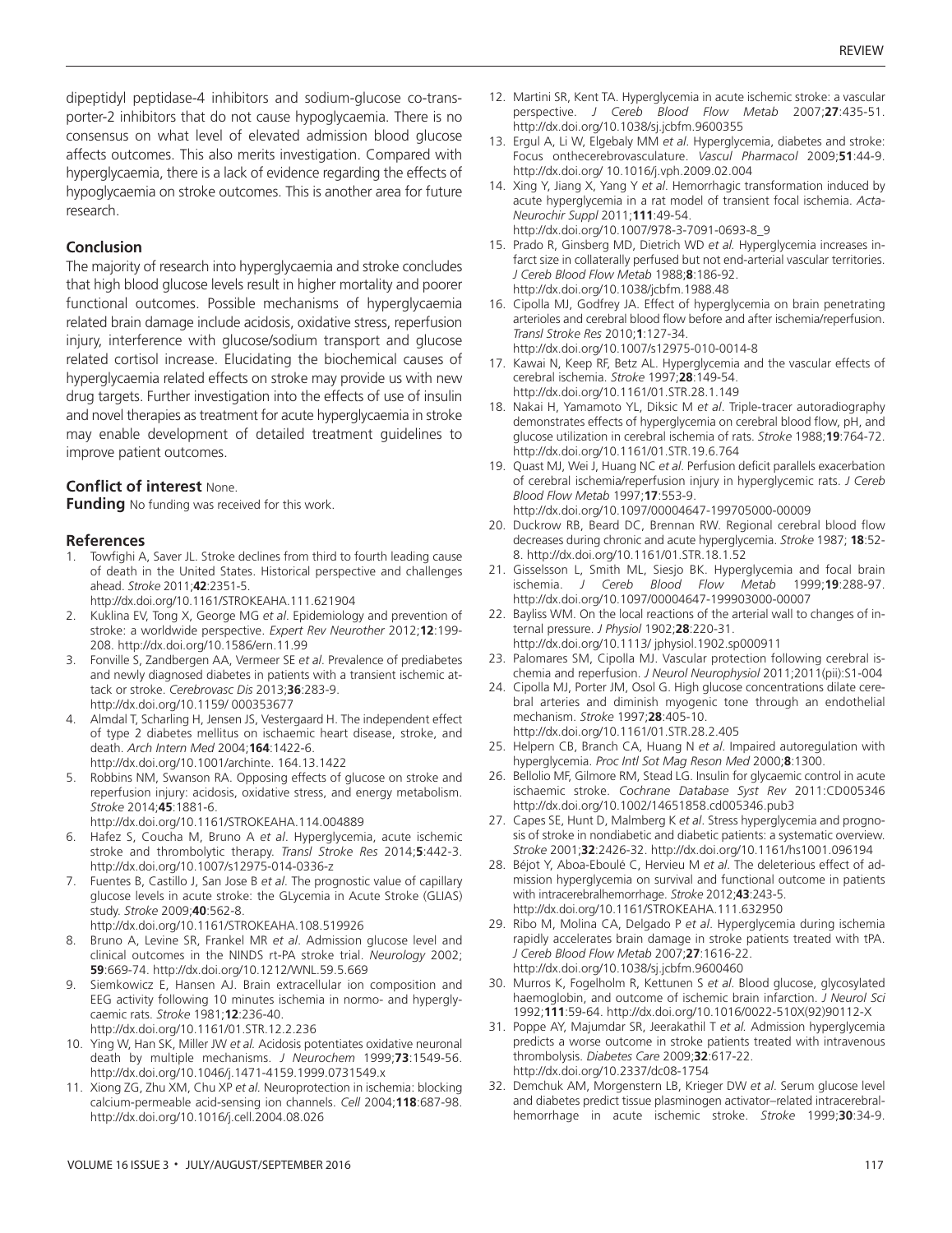dipeptidyl peptidase-4 inhibitors and sodium-glucose co-transporter-2 inhibitors that do not cause hypoglycaemia. There is no consensus on what level of elevated admission blood glucose affects outcomes. This also merits investigation. Compared with hyperglycaemia, there is a lack of evidence regarding the effects of hypoglycaemia on stroke outcomes. This is another area for future research.

## Conclusion

The majority of research into hyperglycaemia and stroke concludes that high blood glucose levels result in higher mortality and poorer functional outcomes. Possible mechanisms of hyperglycaemia related brain damage include acidosis, oxidative stress, reperfusion injury, interference with glucose/sodium transport and glucose related cortisol increase. Elucidating the biochemical causes of hyperglycaemia related effects on stroke may provide us with new drug targets. Further investigation into the effects of use of insulin and novel therapies as treatment for acute hyperglycaemia in stroke may enable development of detailed treatment guidelines to improve patient outcomes.

**Conflict of interest** None.

**Funding** No funding was received for this work.

## References

1. Towfighi A, Saver JL. Stroke declines from third to fourth leading cause of death in the United States. Historical perspective and challenges ahead. *Stroke* 2011;**42**:2351-5. http://dx.doi.org/10.1161/STROKEAHA.111.621904
2. Kuklina EV, Tong X, George MG *et al*. Epidemiology and prevention of stroke: a worldwide perspective. *Expert Rev Neurother* 2012;**12**:199-208. http://dx.doi.org/10.1586/ern.11.99
3. Fonville S, Zandbergen AA, Vermeer SE *et al*. Prevalence of prediabetes and newly diagnosed diabetes in patients with a transient ischemic attack or stroke. *Cerebrovasc Dis* 2013;**36**:283-9. http://dx.doi.org/10.1159/ 000353677
4. Almdal T, Scharling H, Jensen JS, Vestergaard H. The independent effect of type 2 diabetes mellitus on ischaemic heart disease, stroke, and death. *Arch Intern Med* 2004;**164**:1422-6. http://dx.doi.org/10.1001/archinte. 164.13.1422
5. Robbins NM, Swanson RA. Opposing effects of glucose on stroke and reperfusion injury: acidosis, oxidative stress, and energy metabolism. *Stroke* 2014;**45**:1881-6. http://dx.doi.org/10.1161/STROKEAHA.114.004889
6. Hafez S, Coucha M, Bruno A *et al*. Hyperglycemia, acute ischemic stroke and thrombolytic therapy. *Transl Stroke Res* 2014;**5**:442-3. http://dx.doi.org/10.1007/s12975-014-0336-z
7. Fuentes B, Castillo J, San Jose B *et al*. The prognostic value of capillary glucose levels in acute stroke: the GLycemia in Acute Stroke (GLIAS) study. *Stroke* 2009;**40**:562-8. http://dx.doi.org/10.1161/STROKEAHA.108.519926
8. Bruno A, Levine SR, Frankel MR *et al*. Admission glucose level and clinical outcomes in the NINDS rt-PA stroke trial. *Neurology* 2002; **59**:669-74. http://dx.doi.org/10.1212/WNL.59.5.669
9. Siemkowicz E, Hansen AJ. Brain extracellular ion composition and EEG activity following 10 minutes ischemia in normo- and hyperglycaemic rats. *Stroke* 1981;**12**:236-40. http://dx.doi.org/10.1161/01.STR.12.2.236
10. Ying W, Han SK, Miller JW *et al.* Acidosis potentiates oxidative neuronal death by multiple mechanisms. *J Neurochem* 1999;**73**:1549-56. http://dx.doi.org/10.1046/j.1471-4159.1999.0731549.x
11. Xiong ZG, Zhu XM, Chu XP *et al.* Neuroprotection in ischemia: blocking calcium-permeable acid-sensing ion channels. *Cell* 2004;**118**:687-98. http://dx.doi.org/10.1016/j.cell.2004.08.026
12. Martini SR, Kent TA. Hyperglycemia in acute ischemic stroke: a vascular perspective. *J Cereb Blood Flow Metab* 2007;**27**:435-51. http://dx.doi.org/10.1038/sj.jcbfm.9600355
13. Ergul A, Li W, Elgebaly MM *et al*. Hyperglycemia, diabetes and stroke: Focus onthecerebrovasculature. *Vascul Pharmacol* 2009;**51**:44-9. http://dx.doi.org/ 10.1016/j.vph.2009.02.004
14. Xing Y, Jiang X, Yang Y *et al*. Hemorrhagic transformation induced by acute hyperglycemia in a rat model of transient focal ischemia. *Acta-Neurochir Suppl* 2011;**111**:49-54. http://dx.doi.org/10.1007/978-3-7091-0693-8_9
15. Prado R, Ginsberg MD, Dietrich WD *et al.* Hyperglycemia increases infarct size in collaterally perfused but not end-arterial vascular territories. *J Cereb Blood Flow Metab* 1988;**8**:186-92. http://dx.doi.org/10.1038/jcbfm.1988.48
16. Cipolla MJ, Godfrey JA. Effect of hyperglycemia on brain penetrating arterioles and cerebral blood flow before and after ischemia/reperfusion. *Transl Stroke Res* 2010;**1**:127-34. http://dx.doi.org/10.1007/s12975-010-0014-8
17. Kawai N, Keep RF, Betz AL. Hyperglycemia and the vascular effects of cerebral ischemia. *Stroke* 1997;**28**:149-54. http://dx.doi.org/10.1161/01.STR.28.1.149
18. Nakai H, Yamamoto YL, Diksic M *et al*. Triple-tracer autoradiography demonstrates effects of hyperglycemia on cerebral blood flow, pH, and glucose utilization in cerebral ischemia of rats. *Stroke* 1988;**19**:764-72. http://dx.doi.org/10.1161/01.STR.19.6.764
19. Quast MJ, Wei J, Huang NC *et al*. Perfusion deficit parallels exacerbation of cerebral ischemia/reperfusion injury in hyperglycemic rats. *J Cereb Blood Flow Metab* 1997;**17**:553-9. http://dx.doi.org/10.1097/00004647-199705000-00009
20. Duckrow RB, Beard DC, Brennan RW. Regional cerebral blood flow decreases during chronic and acute hyperglycemia. *Stroke* 1987; **18**:52-8. http://dx.doi.org/10.1161/01.STR.18.1.52
21. Gisselsson L, Smith ML, Siesjo BK. Hyperglycemia and focal brain ischemia. *J Cereb Blood Flow Metab* 1999;**19**:288-97. http://dx.doi.org/10.1097/00004647-199903000-00007
22. Bayliss WM. On the local reactions of the arterial wall to changes of internal pressure. *J Physiol* 1902;**28**:220-31. http://dx.doi.org/10.1113/ jphysiol.1902.sp000911
23. Palomares SM, Cipolla MJ. Vascular protection following cerebral ischemia and reperfusion. *J Neurol Neurophysiol* 2011;2011(pii):S1-004
24. Cipolla MJ, Porter JM, Osol G. High glucose concentrations dilate cerebral arteries and diminish myogenic tone through an endothelial mechanism. *Stroke* 1997;**28**:405-10. http://dx.doi.org/10.1161/01.STR.28.2.405
25. Helpern CB, Branch CA, Huang N *et al*. Impaired autoregulation with hyperglycemia. *Proc Intl Sot Mag Reson Med* 2000;**8**:1300.
26. Bellolio MF, Gilmore RM, Stead LG. Insulin for glycaemic control in acute ischaemic stroke. *Cochrane Database Syst Rev* 2011:CD005346 http://dx.doi.org/10.1002/14651858.cd005346.pub3
27. Capes SE, Hunt D, Malmberg K *et al*. Stress hyperglycemia and prognosis of stroke in nondiabetic and diabetic patients: a systematic overview. *Stroke* 2001;**32**:2426-32. http://dx.doi.org/10.1161/hs1001.096194
28. Béjot Y, Aboa-Eboulé C, Hervieu M *et al*. The deleterious effect of admission hyperglycemia on survival and functional outcome in patients with intracerebralhemorrhage. *Stroke* 2012;**43**:243-5. http://dx.doi.org/10.1161/STROKEAHA.111.632950
29. Ribo M, Molina CA, Delgado P *et al*. Hyperglycemia during ischemia rapidly accelerates brain damage in stroke patients treated with tPA. *J Cereb Blood Flow Metab* 2007;**27**:1616-22. http://dx.doi.org/10.1038/sj.jcbfm.9600460
30. Murros K, Fogelholm R, Kettunen S *et al*. Blood glucose, glycosylated haemoglobin, and outcome of ischemic brain infarction. *J Neurol Sci* 1992;**111**:59-64. http://dx.doi.org/10.1016/0022-510X(92)90112-X
31. Poppe AY, Majumdar SR, Jeerakathil T *et al.* Admission hyperglycemia predicts a worse outcome in stroke patients treated with intravenous thrombolysis. *Diabetes Care* 2009;**32**:617-22. http://dx.doi.org/10.2337/dc08-1754
32. Demchuk AM, Morgenstern LB, Krieger DW *et al*. Serum glucose level and diabetes predict tissue plasminogen activator–related intracerebralhemorrhage in acute ischemic stroke. *Stroke* 1999;**30**:34-9.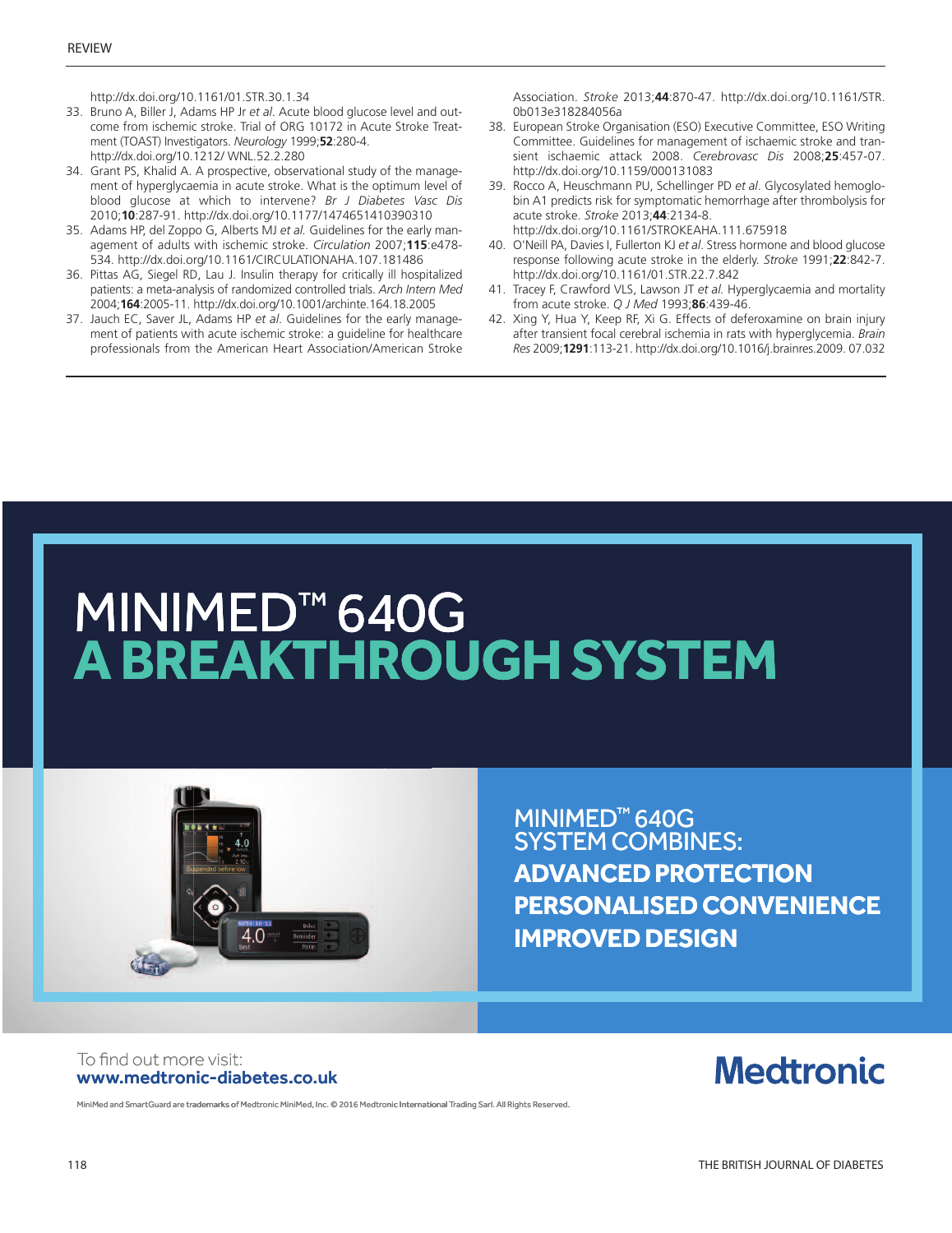http://dx.doi.org/10.1161/01.STR.30.1.34

33. Bruno A, Biller J, Adams HP Jr *et al*. Acute blood glucose level and outcome from ischemic stroke. Trial of ORG 10172 in Acute Stroke Treatment (TOAST) Investigators. *Neurology* 1999;**52**:280-4. http://dx.doi.org/10.1212/ WNL.52.2.280
34. Grant PS, Khalid A. A prospective, observational study of the management of hyperglycaemia in acute stroke. What is the optimum level of blood glucose at which to intervene? *Br J Diabetes Vasc Dis* 2010;**10**:287-91. http://dx.doi.org/10.1177/1474651410390310
35. Adams HP, del Zoppo G, Alberts MJ *et al.* Guidelines for the early management of adults with ischemic stroke. *Circulation* 2007;**115**:e478-534. http://dx.doi.org/10.1161/CIRCULATIONAHA.107.181486
36. Pittas AG, Siegel RD, Lau J. Insulin therapy for critically ill hospitalized patients: a meta-analysis of randomized controlled trials. *Arch Intern Med* 2004;**164**:2005-11. http://dx.doi.org/10.1001/archinte.164.18.2005
37. Jauch EC, Saver JL, Adams HP *et al*. Guidelines for the early management of patients with acute ischemic stroke: a guideline for healthcare professionals from the American Heart Association/American Stroke Association. *Stroke* 2013;**44**:870-47. http://dx.doi.org/10.1161/STR.0b013e318284056a
38. European Stroke Organisation (ESO) Executive Committee, ESO Writing Committee. Guidelines for management of ischaemic stroke and transient ischaemic attack 2008. *Cerebrovasc Dis* 2008;**25**:457-07. http://dx.doi.org/10.1159/000131083
39. Rocco A, Heuschmann PU, Schellinger PD *et al*. Glycosylated hemoglobin A1 predicts risk for symptomatic hemorrhage after thrombolysis for acute stroke. *Stroke* 2013;**44**:2134-8. http://dx.doi.org/10.1161/STROKEAHA.111.675918
40. O'Neill PA, Davies I, Fullerton KJ *et al*. Stress hormone and blood glucose response following acute stroke in the elderly. *Stroke* 1991;**22**:842-7. http://dx.doi.org/10.1161/01.STR.22.7.842
41. Tracey F, Crawford VLS, Lawson JT *et al.* Hyperglycaemia and mortality from acute stroke. *Q J Med* 1993;**86**:439-46.
42. Xing Y, Hua Y, Keep RF, Xi G. Effects of deferoxamine on brain injury after transient focal cerebral ischemia in rats with hyperglycemia. *Brain Res* 2009;**1291**:113-21. http://dx.doi.org/10.1016/j.brainres.2009. 07.032

MINIMED™ 640G
A BREAKTHROUGH SYSTEM

MINIMED™ 640G SYSTEM COMBINES:
ADVANCED PROTECTION
PERSONALISED CONVENIENCE
IMPROVED DESIGN

To find out more visit:
www.medtronic-diabetes.co.uk

Medtronic

MiniMed and SmartGuard are trademarks of Medtronic MiniMed, Inc. © 2016 Medtronic International Trading Sarl. All Rights Reserved.